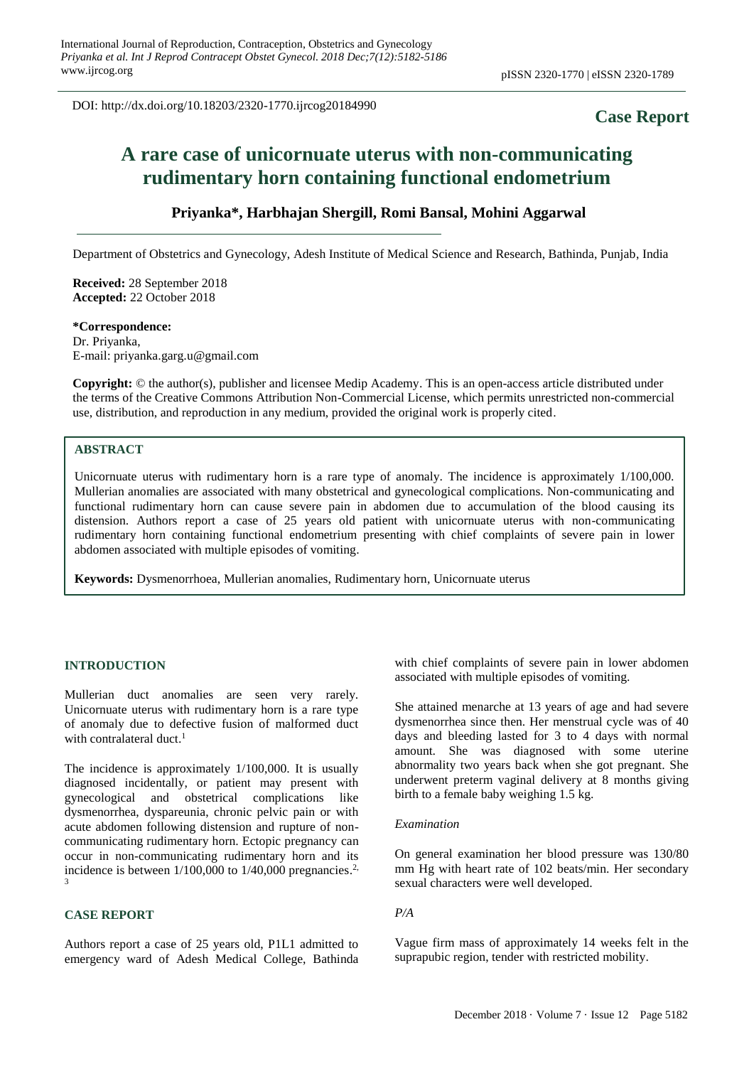DOI: http://dx.doi.org/10.18203/2320-1770.ijrcog20184990

**Case Report**

# A rare case of unicornuate uterus with non-communicating rudimentary horn containing functional endometrium

**Priyanka\*, Harbhajan Shergill, Romi Bansal, Mohini Aggarwal**

Department of Obstetrics and Gynecology, Adesh Institute of Medical Science and Research, Bathinda, Punjab, India

**Received:** 28 September 2018
**Accepted:** 22 October 2018

**\*Correspondence:**
Dr. Priyanka,
E-mail: priyanka.garg.u@gmail.com

**Copyright:** © the author(s), publisher and licensee Medip Academy. This is an open-access article distributed under the terms of the Creative Commons Attribution Non-Commercial License, which permits unrestricted non-commercial use, distribution, and reproduction in any medium, provided the original work is properly cited.

## ABSTRACT

Unicornuate uterus with rudimentary horn is a rare type of anomaly. The incidence is approximately 1/100,000. Mullerian anomalies are associated with many obstetrical and gynecological complications. Non-communicating and functional rudimentary horn can cause severe pain in abdomen due to accumulation of the blood causing its distension. Authors report a case of 25 years old patient with unicornuate uterus with non-communicating rudimentary horn containing functional endometrium presenting with chief complaints of severe pain in lower abdomen associated with multiple episodes of vomiting.

**Keywords:** Dysmenorrhoea, Mullerian anomalies, Rudimentary horn, Unicornuate uterus

## INTRODUCTION

Mullerian duct anomalies are seen very rarely. Unicornuate uterus with rudimentary horn is a rare type of anomaly due to defective fusion of malformed duct with contralateral duct.[1]

The incidence is approximately 1/100,000. It is usually diagnosed incidentally, or patient may present with gynecological and obstetrical complications like dysmenorrhea, dyspareunia, chronic pelvic pain or with acute abdomen following distension and rupture of non-communicating rudimentary horn. Ectopic pregnancy can occur in non-communicating rudimentary horn and its incidence is between 1/100,000 to 1/40,000 pregnancies.[2,3]

## CASE REPORT

Authors report a case of 25 years old, P1L1 admitted to emergency ward of Adesh Medical College, Bathinda with chief complaints of severe pain in lower abdomen associated with multiple episodes of vomiting.

She attained menarche at 13 years of age and had severe dysmenorrhea since then. Her menstrual cycle was of 40 days and bleeding lasted for 3 to 4 days with normal amount. She was diagnosed with some uterine abnormality two years back when she got pregnant. She underwent preterm vaginal delivery at 8 months giving birth to a female baby weighing 1.5 kg.

### *Examination*

On general examination her blood pressure was 130/80 mm Hg with heart rate of 102 beats/min. Her secondary sexual characters were well developed.

### *P/A*

Vague firm mass of approximately 14 weeks felt in the suprapubic region, tender with restricted mobility.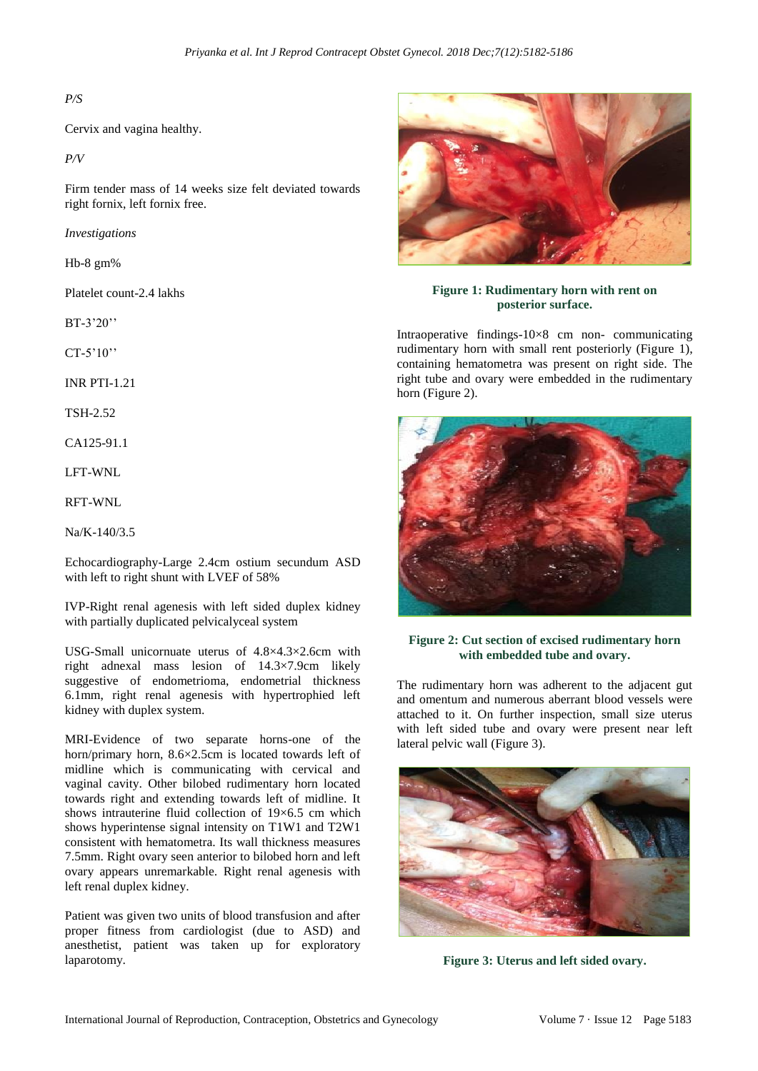*P/S*

Cervix and vagina healthy.

*P/V*

Firm tender mass of 14 weeks size felt deviated towards right fornix, left fornix free.

*Investigations*

Hb-8 gm%

Platelet count-2.4 lakhs

BT-3'20''

CT-5'10''

INR PTI-1.21

TSH-2.52

CA125-91.1

LFT-WNL

RFT-WNL

Na/K-140/3.5

Echocardiography-Large 2.4cm ostium secundum ASD with left to right shunt with LVEF of 58%

IVP-Right renal agenesis with left sided duplex kidney with partially duplicated pelvicalyceal system

USG-Small unicornuate uterus of 4.8×4.3×2.6cm with right adnexal mass lesion of 14.3×7.9cm likely suggestive of endometrioma, endometrial thickness 6.1mm, right renal agenesis with hypertrophied left kidney with duplex system.

MRI-Evidence of two separate horns-one of the horn/primary horn, 8.6×2.5cm is located towards left of midline which is communicating with cervical and vaginal cavity. Other bilobed rudimentary horn located towards right and extending towards left of midline. It shows intrauterine fluid collection of 19×6.5 cm which shows hyperintense signal intensity on T1W1 and T2W1 consistent with hematometra. Its wall thickness measures 7.5mm. Right ovary seen anterior to bilobed horn and left ovary appears unremarkable. Right renal agenesis with left renal duplex kidney.

Patient was given two units of blood transfusion and after proper fitness from cardiologist (due to ASD) and anesthetist, patient was taken up for exploratory laparotomy.

**Figure 1: Rudimentary horn with rent on posterior surface.**

Intraoperative findings-10×8 cm non- communicating rudimentary horn with small rent posteriorly (Figure 1), containing hematometra was present on right side. The right tube and ovary were embedded in the rudimentary horn (Figure 2).

**Figure 2: Cut section of excised rudimentary horn with embedded tube and ovary.**

The rudimentary horn was adherent to the adjacent gut and omentum and numerous aberrant blood vessels were attached to it. On further inspection, small size uterus with left sided tube and ovary were present near left lateral pelvic wall (Figure 3).

**Figure 3: Uterus and left sided ovary.**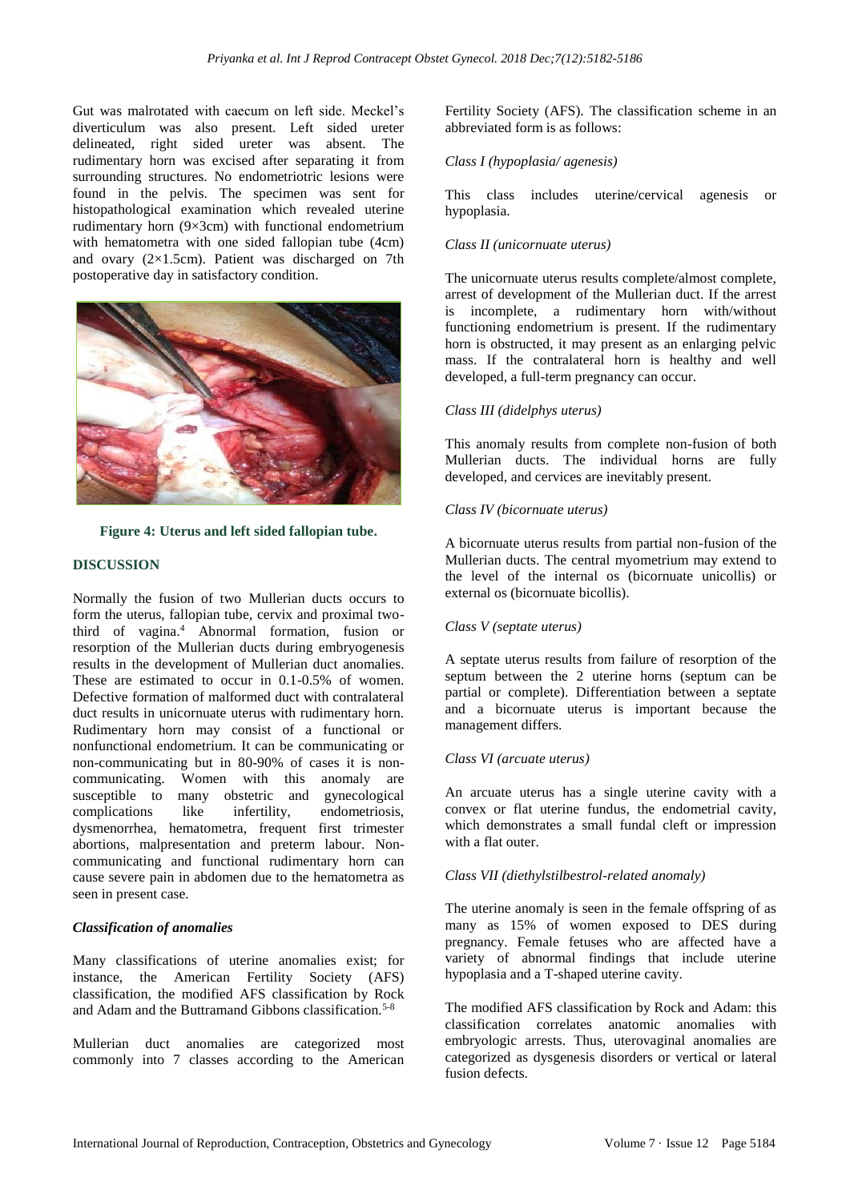Gut was malrotated with caecum on left side. Meckel's diverticulum was also present. Left sided ureter delineated, right sided ureter was absent. The rudimentary horn was excised after separating it from surrounding structures. No endometriotric lesions were found in the pelvis. The specimen was sent for histopathological examination which revealed uterine rudimentary horn (9×3cm) with functional endometrium with hematometra with one sided fallopian tube (4cm) and ovary (2×1.5cm). Patient was discharged on 7th postoperative day in satisfactory condition.

**Figure 4: Uterus and left sided fallopian tube.**

## DISCUSSION

Normally the fusion of two Mullerian ducts occurs to form the uterus, fallopian tube, cervix and proximal two-third of vagina.[4] Abnormal formation, fusion or resorption of the Mullerian ducts during embryogenesis results in the development of Mullerian duct anomalies. These are estimated to occur in 0.1-0.5% of women. Defective formation of malformed duct with contralateral duct results in unicornuate uterus with rudimentary horn. Rudimentary horn may consist of a functional or nonfunctional endometrium. It can be communicating or non-communicating but in 80-90% of cases it is non-communicating. Women with this anomaly are susceptible to many obstetric and gynecological complications like infertility, endometriosis, dysmenorrhea, hematometra, frequent first trimester abortions, malpresentation and preterm labour. Non-communicating and functional rudimentary horn can cause severe pain in abdomen due to the hematometra as seen in present case.

### *Classification of anomalies*

Many classifications of uterine anomalies exist; for instance, the American Fertility Society (AFS) classification, the modified AFS classification by Rock and Adam and the Buttramand Gibbons classification.[5-8]

Mullerian duct anomalies are categorized most commonly into 7 classes according to the American Fertility Society (AFS). The classification scheme in an abbreviated form is as follows:

*Class I (hypoplasia/ agenesis)*

This class includes uterine/cervical agenesis or hypoplasia.

*Class II (unicornuate uterus)*

The unicornuate uterus results complete/almost complete, arrest of development of the Mullerian duct. If the arrest is incomplete, a rudimentary horn with/without functioning endometrium is present. If the rudimentary horn is obstructed, it may present as an enlarging pelvic mass. If the contralateral horn is healthy and well developed, a full-term pregnancy can occur.

*Class III (didelphys uterus)*

This anomaly results from complete non-fusion of both Mullerian ducts. The individual horns are fully developed, and cervices are inevitably present.

*Class IV (bicornuate uterus)*

A bicornuate uterus results from partial non-fusion of the Mullerian ducts. The central myometrium may extend to the level of the internal os (bicornuate unicollis) or external os (bicornuate bicollis).

*Class V (septate uterus)*

A septate uterus results from failure of resorption of the septum between the 2 uterine horns (septum can be partial or complete). Differentiation between a septate and a bicornuate uterus is important because the management differs.

*Class VI (arcuate uterus)*

An arcuate uterus has a single uterine cavity with a convex or flat uterine fundus, the endometrial cavity, which demonstrates a small fundal cleft or impression with a flat outer.

*Class VII (diethylstilbestrol-related anomaly)*

The uterine anomaly is seen in the female offspring of as many as 15% of women exposed to DES during pregnancy. Female fetuses who are affected have a variety of abnormal findings that include uterine hypoplasia and a T-shaped uterine cavity.

The modified AFS classification by Rock and Adam: this classification correlates anatomic anomalies with embryologic arrests. Thus, uterovaginal anomalies are categorized as dysgenesis disorders or vertical or lateral fusion defects.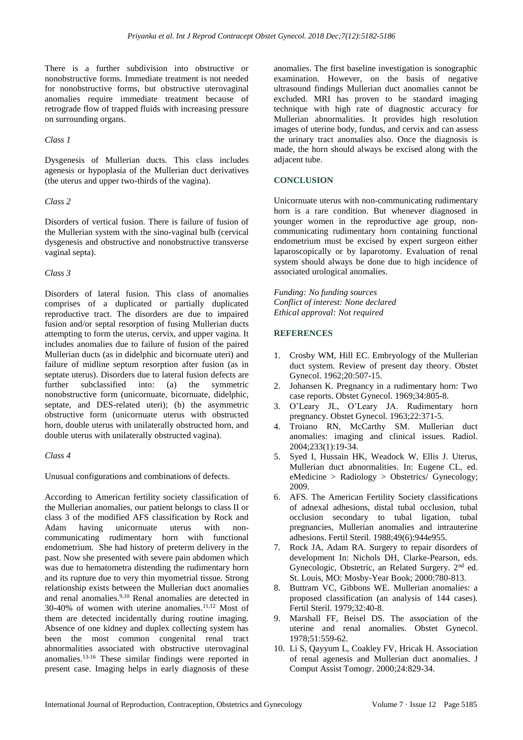There is a further subdivision into obstructive or nonobstructive forms. Immediate treatment is not needed for nonobstructive forms, but obstructive uterovaginal anomalies require immediate treatment because of retrograde flow of trapped fluids with increasing pressure on surrounding organs.

*Class 1*

Dysgenesis of Mullerian ducts. This class includes agenesis or hypoplasia of the Mullerian duct derivatives (the uterus and upper two-thirds of the vagina).

*Class 2*

Disorders of vertical fusion. There is failure of fusion of the Mullerian system with the sino-vaginal bulb (cervical dysgenesis and obstructive and nonobstructive transverse vaginal septa).

*Class 3*

Disorders of lateral fusion. This class of anomalies comprises of a duplicated or partially duplicated reproductive tract. The disorders are due to impaired fusion and/or septal resorption of fusing Mullerian ducts attempting to form the uterus, cervix, and upper vagina. It includes anomalies due to failure of fusion of the paired Mullerian ducts (as in didelphic and bicornuate uteri) and failure of midline septum resorption after fusion (as in septate uterus). Disorders due to lateral fusion defects are further subclassified into: (a) the symmetric nonobstructive form (unicornuate, bicornuate, didelphic, septate, and DES-related uteri); (b) the asymmetric obstructive form (unicornuate uterus with obstructed horn, double uterus with unilaterally obstructed horn, and double uterus with unilaterally obstructed vagina).

*Class 4*

Unusual configurations and combinations of defects.

According to American fertility society classification of the Mullerian anomalies, our patient belongs to class II or class 3 of the modified AFS classification by Rock and Adam having unicornuate uterus with non-communicating rudimentary horn with functional endometrium. She had history of preterm delivery in the past. Now she presented with severe pain abdomen which was due to hematometra distending the rudimentary horn and its rupture due to very thin myometrial tissue. Strong relationship exists between the Mullerian duct anomalies and renal anomalies.[9,10] Renal anomalies are detected in 30-40% of women with uterine anomalies.[11,12] Most of them are detected incidentally during routine imaging. Absence of one kidney and duplex collecting system has been the most common congenital renal tract abnormalities associated with obstructive uterovaginal anomalies.[13-16] These similar findings were reported in present case. Imaging helps in early diagnosis of these anomalies. The first baseline investigation is sonographic examination. However, on the basis of negative ultrasound findings Mullerian duct anomalies cannot be excluded. MRI has proven to be standard imaging technique with high rate of diagnostic accuracy for Mullerian abnormalities. It provides high resolution images of uterine body, fundus, and cervix and can assess the urinary tract anomalies also. Once the diagnosis is made, the horn should always be excised along with the adjacent tube.

## CONCLUSION

Unicornuate uterus with non-communicating rudimentary horn is a rare condition. But whenever diagnosed in younger women in the reproductive age group, non-communicating rudimentary horn containing functional endometrium must be excised by expert surgeon either laparoscopically or by laparotomy. Evaluation of renal system should always be done due to high incidence of associated urological anomalies.

*Funding: No funding sources*
*Conflict of interest: None declared*
*Ethical approval: Not required*

## REFERENCES

1. Crosby WM, Hill EC. Embryology of the Mullerian duct system. Review of present day theory. Obstet Gynecol. 1962;20:507-15.
2. Johansen K. Pregnancy in a rudimentary horn: Two case reports. Obstet Gynecol. 1969;34:805-8.
3. O'Leary JL, O'Leary JA. Rudimentary horn pregnancy. Obstet Gynecol. 1963;22:371-5.
4. Troiano RN, McCarthy SM. Mullerian duct anomalies: imaging and clinical issues. Radiol. 2004;233(1):19-34.
5. Syed I, Hussain HK, Weadock W, Ellis J. Uterus, Mullerian duct abnormalities. In: Eugene CL, ed. eMedicine > Radiology > Obstetrics/ Gynecology; 2009.
6. AFS. The American Fertility Society classifications of adnexal adhesions, distal tubal occlusion, tubal occlusion secondary to tubal ligation, tubal pregnancies, Mullerian anomalies and intrauterine adhesions. Fertil Steril. 1988;49(6):944e955.
7. Rock JA, Adam RA. Surgery to repair disorders of development In: Nichols DH, Clarke-Pearson, eds. Gynecologic, Obstetric, an Related Surgery. 2nd ed. St. Louis, MO: Mosby-Year Book; 2000:780-813.
8. Buttram VC, Gibbons WE. Mullerian anomalies: a proposed classification (an analysis of 144 cases). Fertil Steril. 1979;32:40-8.
9. Marshall FF, Beisel DS. The association of the uterine and renal anomalies. Obstet Gynecol. 1978;51:559-62.
10. Li S, Qayyum L, Coakley FV, Hricak H. Association of renal agenesis and Mullerian duct anomalies. J Comput Assist Tomogr. 2000;24:829-34.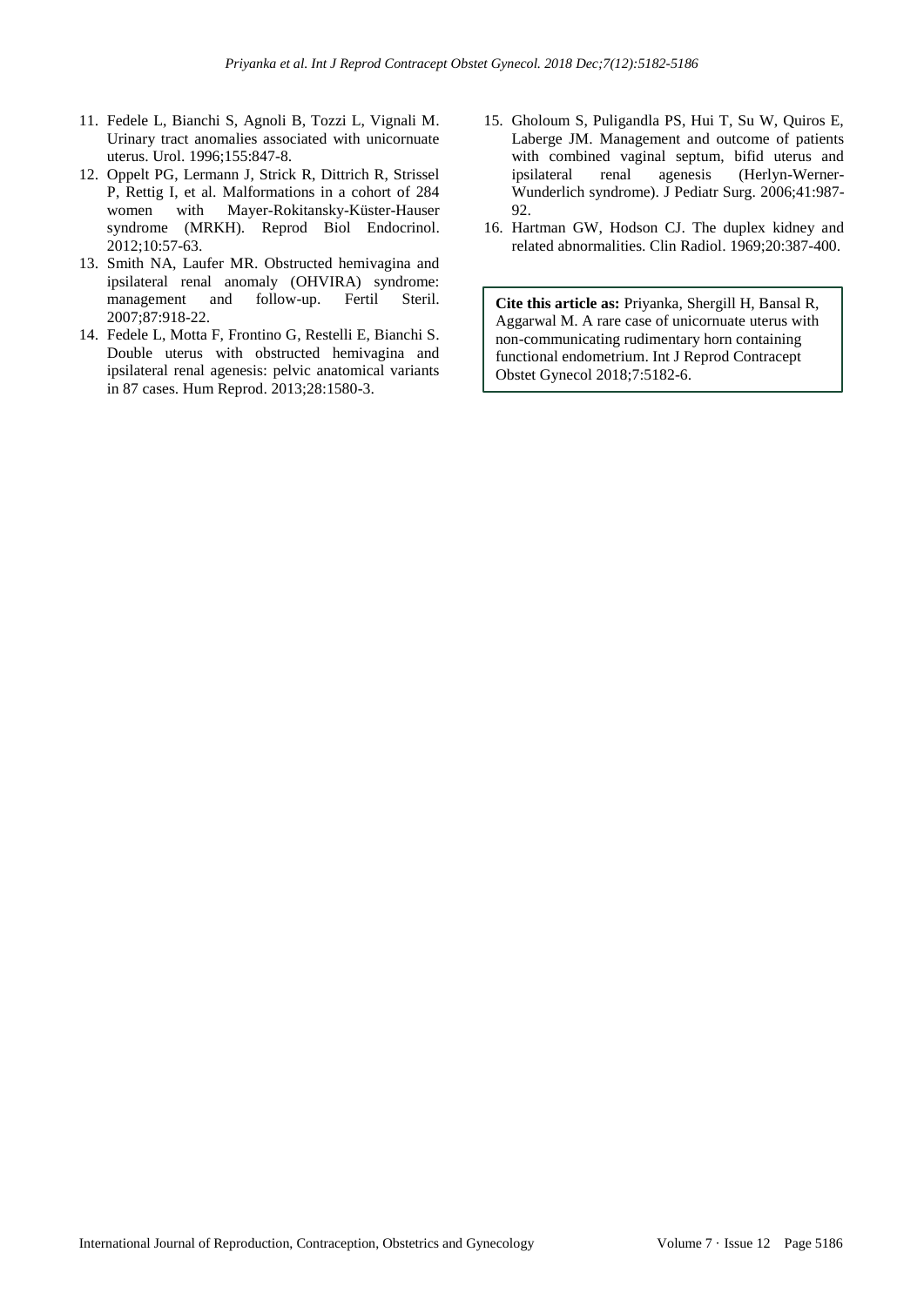11. Fedele L, Bianchi S, Agnoli B, Tozzi L, Vignali M. Urinary tract anomalies associated with unicornuate uterus. Urol. 1996;155:847-8.
12. Oppelt PG, Lermann J, Strick R, Dittrich R, Strissel P, Rettig I, et al. Malformations in a cohort of 284 women with Mayer-Rokitansky-Küster-Hauser syndrome (MRKH). Reprod Biol Endocrinol. 2012;10:57-63.
13. Smith NA, Laufer MR. Obstructed hemivagina and ipsilateral renal anomaly (OHVIRA) syndrome: management and follow-up. Fertil Steril. 2007;87:918-22.
14. Fedele L, Motta F, Frontino G, Restelli E, Bianchi S. Double uterus with obstructed hemivagina and ipsilateral renal agenesis: pelvic anatomical variants in 87 cases. Hum Reprod. 2013;28:1580-3.
15. Gholoum S, Puligandla PS, Hui T, Su W, Quiros E, Laberge JM. Management and outcome of patients with combined vaginal septum, bifid uterus and ipsilateral renal agenesis (Herlyn-Werner-Wunderlich syndrome). J Pediatr Surg. 2006;41:987-92.
16. Hartman GW, Hodson CJ. The duplex kidney and related abnormalities. Clin Radiol. 1969;20:387-400.

**Cite this article as:** Priyanka, Shergill H, Bansal R, Aggarwal M. A rare case of unicornuate uterus with non-communicating rudimentary horn containing functional endometrium. Int J Reprod Contracept Obstet Gynecol 2018;7:5182-6.